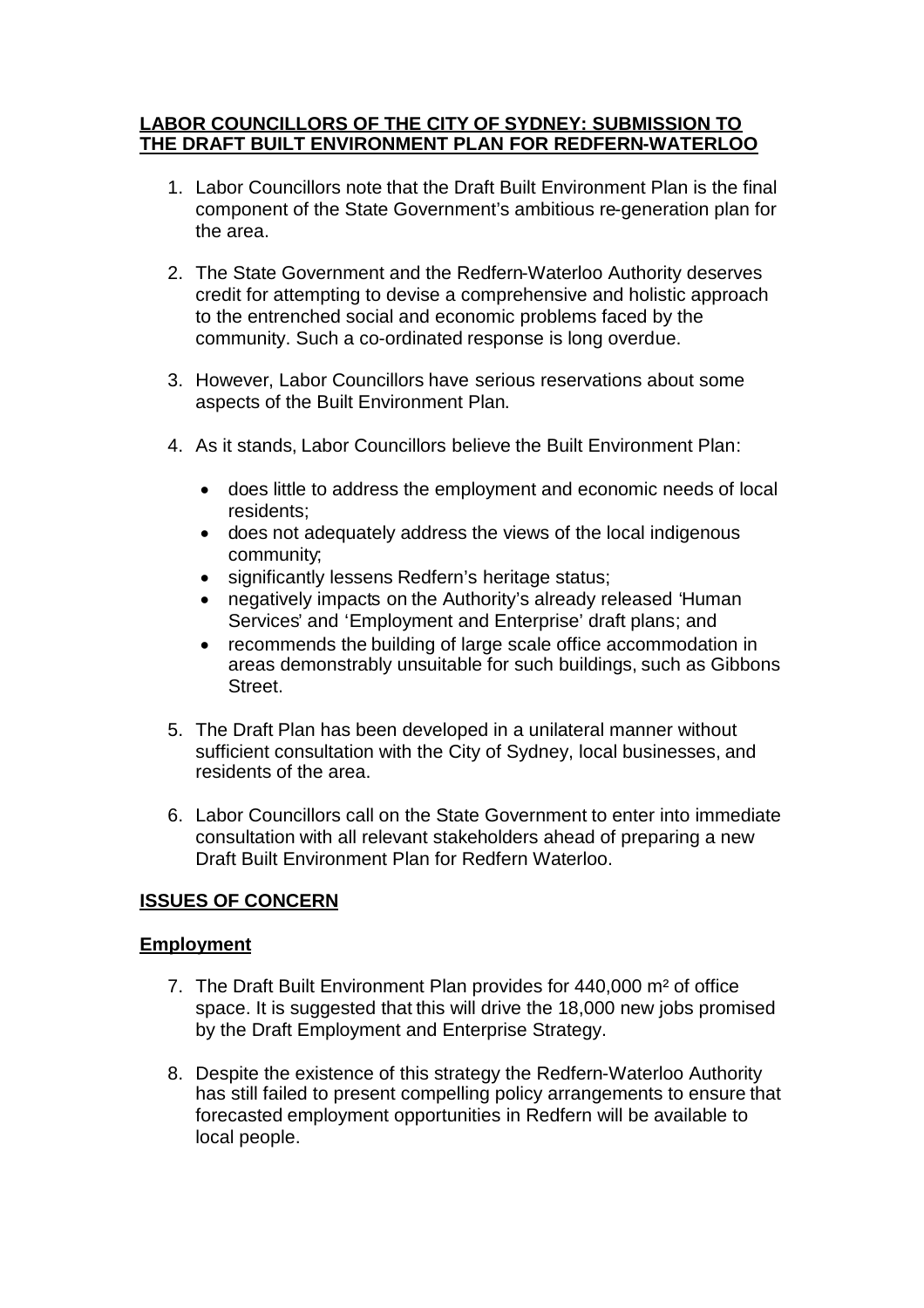# LABOR COUNCILLORS OF THE CITY OF SYDNEY: SUBMISSION TO THE DRAFT BUILT ENVIRONMENT PLAN FOR REDFERN-WATERLOO

1. Labor Councillors note that the Draft Built Environment Plan is the final component of the State Government's ambitious re-generation plan for the area.

2. The State Government and the Redfern-Waterloo Authority deserves credit for attempting to devise a comprehensive and holistic approach to the entrenched social and economic problems faced by the community. Such a co-ordinated response is long overdue.

3. However, Labor Councillors have serious reservations about some aspects of the Built Environment Plan.

4. As it stands, Labor Councillors believe the Built Environment Plan:

   - does little to address the employment and economic needs of local residents;
   - does not adequately address the views of the local indigenous community;
   - significantly lessens Redfern's heritage status;
   - negatively impacts on the Authority's already released 'Human Services' and 'Employment and Enterprise' draft plans; and
   - recommends the building of large scale office accommodation in areas demonstrably unsuitable for such buildings, such as Gibbons Street.

5. The Draft Plan has been developed in a unilateral manner without sufficient consultation with the City of Sydney, local businesses, and residents of the area.

6. Labor Councillors call on the State Government to enter into immediate consultation with all relevant stakeholders ahead of preparing a new Draft Built Environment Plan for Redfern Waterloo.

## ISSUES OF CONCERN

### Employment

7. The Draft Built Environment Plan provides for 440,000 $m^2$ of office space. It is suggested that this will drive the 18,000 new jobs promised by the Draft Employment and Enterprise Strategy.

8. Despite the existence of this strategy the Redfern-Waterloo Authority has still failed to present compelling policy arrangements to ensure that forecasted employment opportunities in Redfern will be available to local people.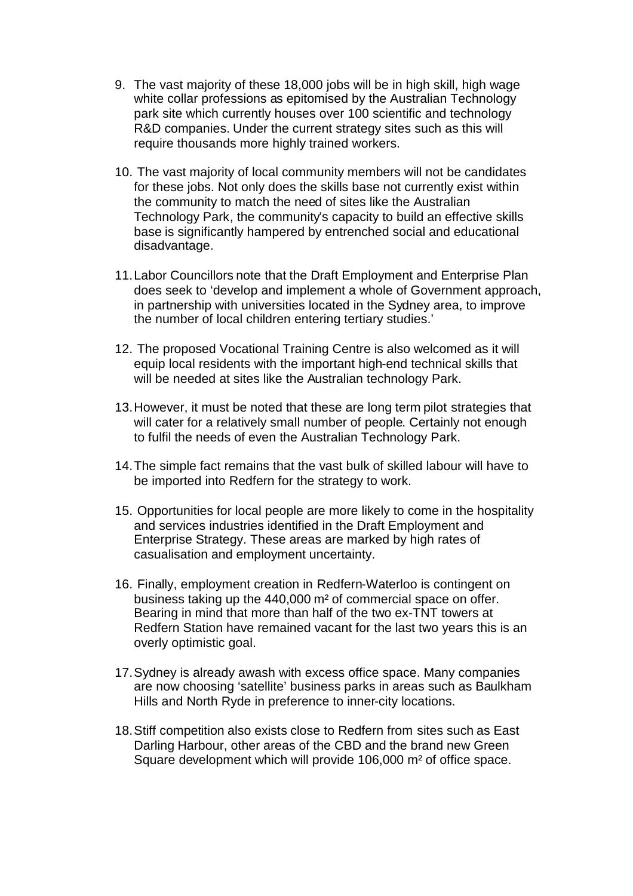9. The vast majority of these 18,000 jobs will be in high skill, high wage white collar professions as epitomised by the Australian Technology park site which currently houses over 100 scientific and technology R&D companies. Under the current strategy sites such as this will require thousands more highly trained workers.

10. The vast majority of local community members will not be candidates for these jobs. Not only does the skills base not currently exist within the community to match the need of sites like the Australian Technology Park, the community's capacity to build an effective skills base is significantly hampered by entrenched social and educational disadvantage.

11. Labor Councillors note that the Draft Employment and Enterprise Plan does seek to 'develop and implement a whole of Government approach, in partnership with universities located in the Sydney area, to improve the number of local children entering tertiary studies.'

12. The proposed Vocational Training Centre is also welcomed as it will equip local residents with the important high-end technical skills that will be needed at sites like the Australian technology Park.

13. However, it must be noted that these are long term pilot strategies that will cater for a relatively small number of people. Certainly not enough to fulfil the needs of even the Australian Technology Park.

14. The simple fact remains that the vast bulk of skilled labour will have to be imported into Redfern for the strategy to work.

15. Opportunities for local people are more likely to come in the hospitality and services industries identified in the Draft Employment and Enterprise Strategy. These areas are marked by high rates of casualisation and employment uncertainty.

16. Finally, employment creation in Redfern-Waterloo is contingent on business taking up the 440,000 m² of commercial space on offer. Bearing in mind that more than half of the two ex-TNT towers at Redfern Station have remained vacant for the last two years this is an overly optimistic goal.

17. Sydney is already awash with excess office space. Many companies are now choosing 'satellite' business parks in areas such as Baulkham Hills and North Ryde in preference to inner-city locations.

18. Stiff competition also exists close to Redfern from sites such as East Darling Harbour, other areas of the CBD and the brand new Green Square development which will provide 106,000 m² of office space.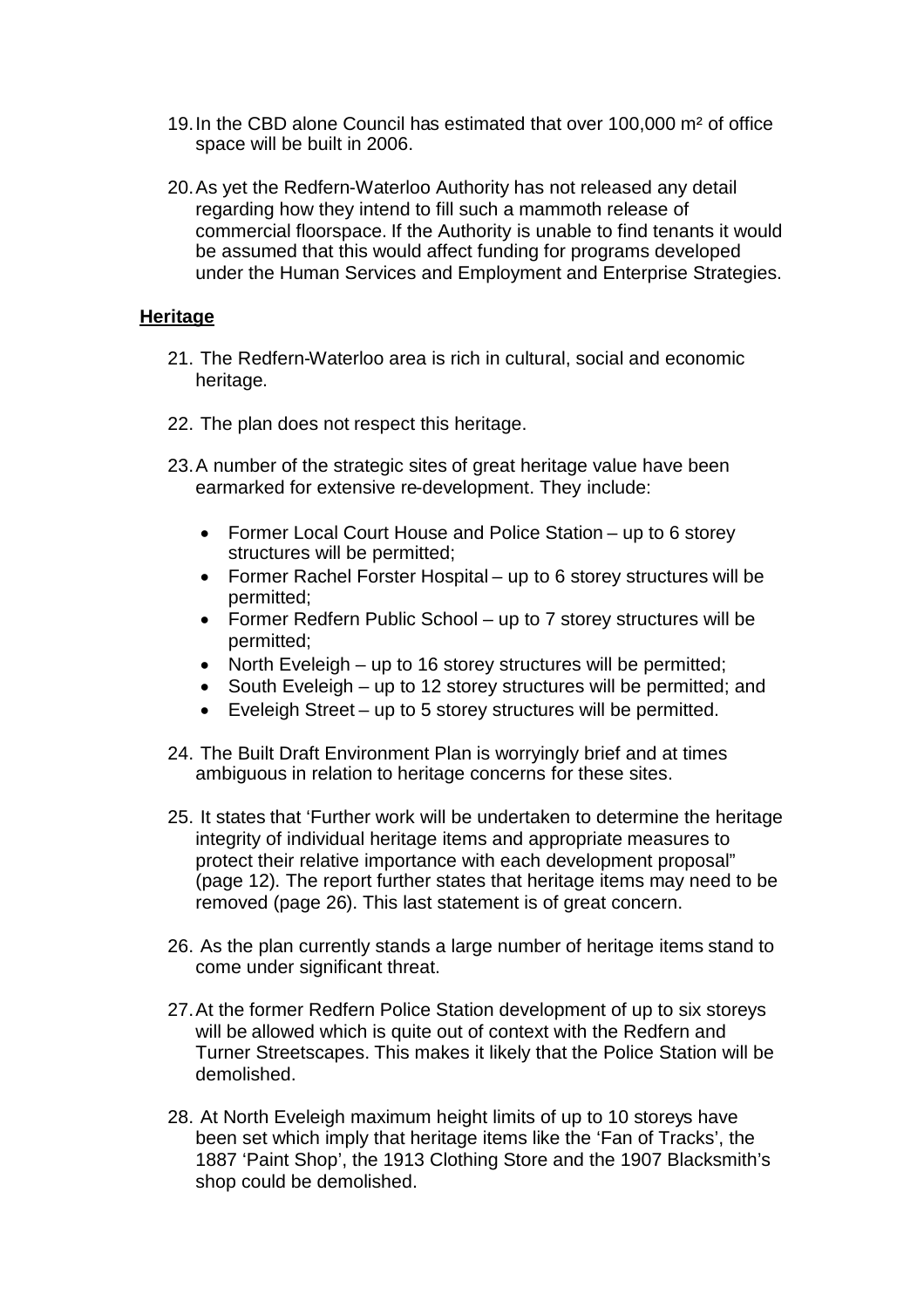19. In the CBD alone Council has estimated that over 100,000 m² of office space will be built in 2006.

20. As yet the Redfern-Waterloo Authority has not released any detail regarding how they intend to fill such a mammoth release of commercial floorspace. If the Authority is unable to find tenants it would be assumed that this would affect funding for programs developed under the Human Services and Employment and Enterprise Strategies.

**Heritage**

21. The Redfern-Waterloo area is rich in cultural, social and economic heritage.

22. The plan does not respect this heritage.

23. A number of the strategic sites of great heritage value have been earmarked for extensive re-development. They include:

    - Former Local Court House and Police Station – up to 6 storey structures will be permitted;
    - Former Rachel Forster Hospital – up to 6 storey structures will be permitted;
    - Former Redfern Public School – up to 7 storey structures will be permitted;
    - North Eveleigh – up to 16 storey structures will be permitted;
    - South Eveleigh – up to 12 storey structures will be permitted; and
    - Eveleigh Street – up to 5 storey structures will be permitted.

24. The Built Draft Environment Plan is worryingly brief and at times ambiguous in relation to heritage concerns for these sites.

25. It states that 'Further work will be undertaken to determine the heritage integrity of individual heritage items and appropriate measures to protect their relative importance with each development proposal" (page 12). The report further states that heritage items may need to be removed (page 26). This last statement is of great concern.

26. As the plan currently stands a large number of heritage items stand to come under significant threat.

27. At the former Redfern Police Station development of up to six storeys will be allowed which is quite out of context with the Redfern and Turner Streetscapes. This makes it likely that the Police Station will be demolished.

28. At North Eveleigh maximum height limits of up to 10 storeys have been set which imply that heritage items like the 'Fan of Tracks', the 1887 'Paint Shop', the 1913 Clothing Store and the 1907 Blacksmith's shop could be demolished.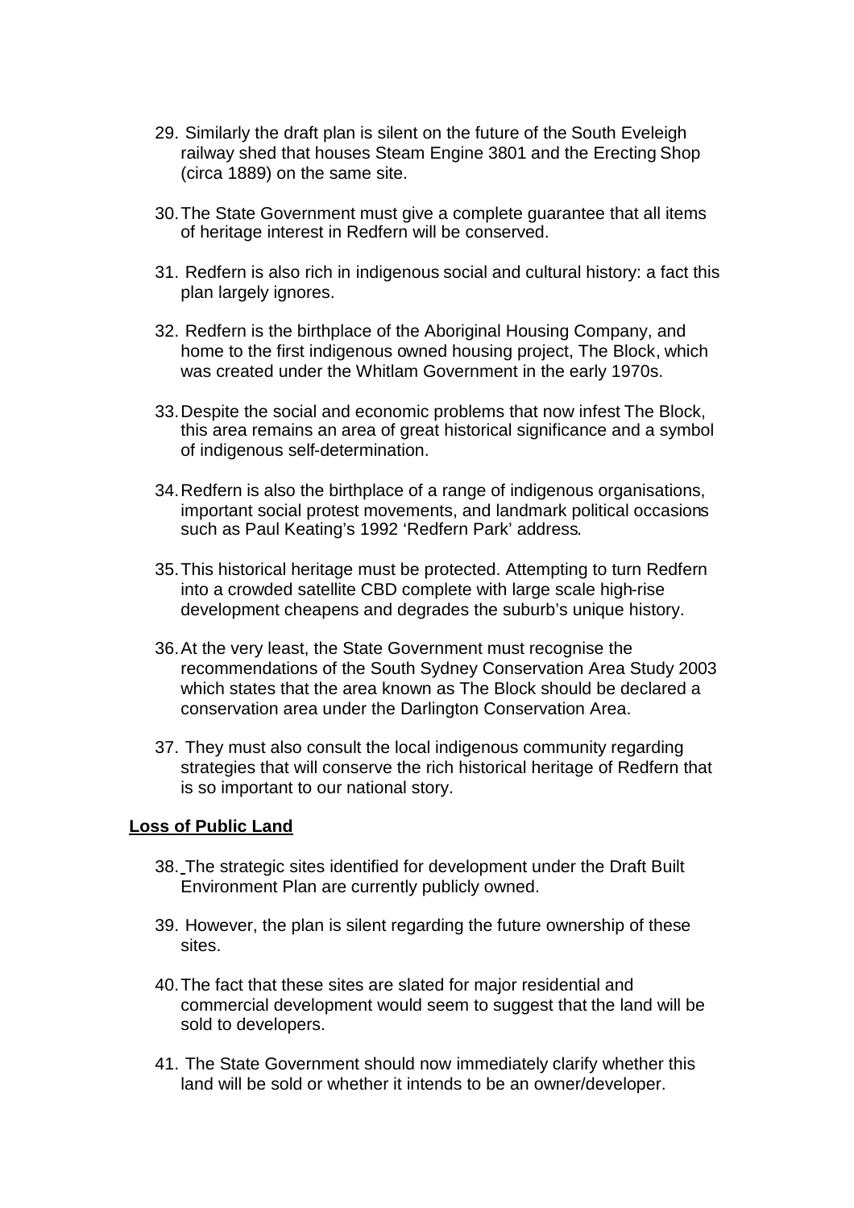29. Similarly the draft plan is silent on the future of the South Eveleigh railway shed that houses Steam Engine 3801 and the Erecting Shop (circa 1889) on the same site.

30. The State Government must give a complete guarantee that all items of heritage interest in Redfern will be conserved.

31. Redfern is also rich in indigenous social and cultural history: a fact this plan largely ignores.

32. Redfern is the birthplace of the Aboriginal Housing Company, and home to the first indigenous owned housing project, The Block, which was created under the Whitlam Government in the early 1970s.

33. Despite the social and economic problems that now infest The Block, this area remains an area of great historical significance and a symbol of indigenous self-determination.

34. Redfern is also the birthplace of a range of indigenous organisations, important social protest movements, and landmark political occasions such as Paul Keating's 1992 'Redfern Park' address.

35. This historical heritage must be protected. Attempting to turn Redfern into a crowded satellite CBD complete with large scale high-rise development cheapens and degrades the suburb's unique history.

36. At the very least, the State Government must recognise the recommendations of the South Sydney Conservation Area Study 2003 which states that the area known as The Block should be declared a conservation area under the Darlington Conservation Area.

37. They must also consult the local indigenous community regarding strategies that will conserve the rich historical heritage of Redfern that is so important to our national story.

**Loss of Public Land**

38. The strategic sites identified for development under the Draft Built Environment Plan are currently publicly owned.

39. However, the plan is silent regarding the future ownership of these sites.

40. The fact that these sites are slated for major residential and commercial development would seem to suggest that the land will be sold to developers.

41. The State Government should now immediately clarify whether this land will be sold or whether it intends to be an owner/developer.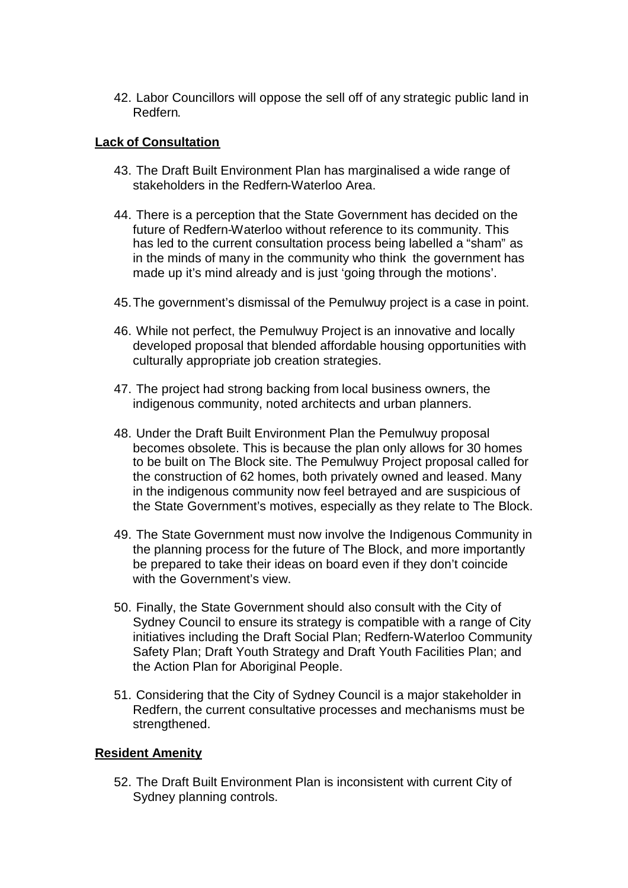42. Labor Councillors will oppose the sell off of any strategic public land in Redfern.

**Lack of Consultation**

43. The Draft Built Environment Plan has marginalised a wide range of stakeholders in the Redfern-Waterloo Area.

44. There is a perception that the State Government has decided on the future of Redfern-Waterloo without reference to its community. This has led to the current consultation process being labelled a "sham" as in the minds of many in the community who think the government has made up it's mind already and is just 'going through the motions'.

45. The government's dismissal of the Pemulwuy project is a case in point.

46. While not perfect, the Pemulwuy Project is an innovative and locally developed proposal that blended affordable housing opportunities with culturally appropriate job creation strategies.

47. The project had strong backing from local business owners, the indigenous community, noted architects and urban planners.

48. Under the Draft Built Environment Plan the Pemulwuy proposal becomes obsolete. This is because the plan only allows for 30 homes to be built on The Block site. The Pemulwuy Project proposal called for the construction of 62 homes, both privately owned and leased. Many in the indigenous community now feel betrayed and are suspicious of the State Government's motives, especially as they relate to The Block.

49. The State Government must now involve the Indigenous Community in the planning process for the future of The Block, and more importantly be prepared to take their ideas on board even if they don't coincide with the Government's view.

50. Finally, the State Government should also consult with the City of Sydney Council to ensure its strategy is compatible with a range of City initiatives including the Draft Social Plan; Redfern-Waterloo Community Safety Plan; Draft Youth Strategy and Draft Youth Facilities Plan; and the Action Plan for Aboriginal People.

51. Considering that the City of Sydney Council is a major stakeholder in Redfern, the current consultative processes and mechanisms must be strengthened.

**Resident Amenity**

52. The Draft Built Environment Plan is inconsistent with current City of Sydney planning controls.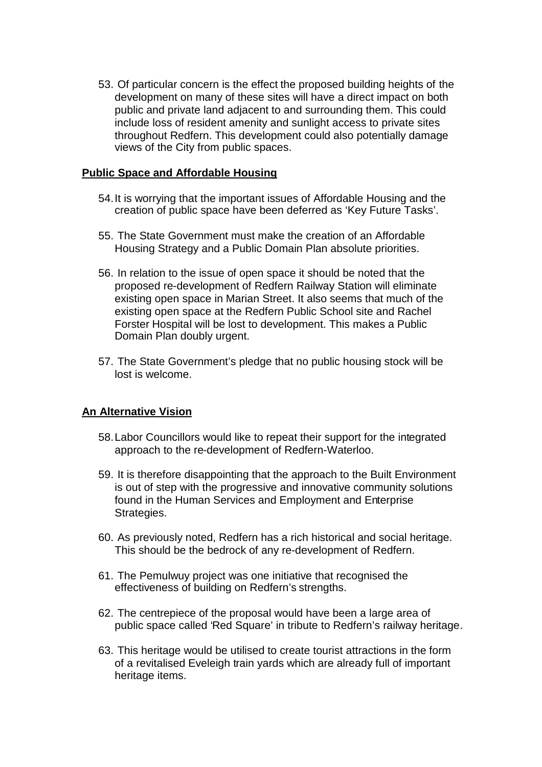53. Of particular concern is the effect the proposed building heights of the development on many of these sites will have a direct impact on both public and private land adjacent to and surrounding them. This could include loss of resident amenity and sunlight access to private sites throughout Redfern. This development could also potentially damage views of the City from public spaces.

**Public Space and Affordable Housing**

54. It is worrying that the important issues of Affordable Housing and the creation of public space have been deferred as 'Key Future Tasks'.

55. The State Government must make the creation of an Affordable Housing Strategy and a Public Domain Plan absolute priorities.

56. In relation to the issue of open space it should be noted that the proposed re-development of Redfern Railway Station will eliminate existing open space in Marian Street. It also seems that much of the existing open space at the Redfern Public School site and Rachel Forster Hospital will be lost to development. This makes a Public Domain Plan doubly urgent.

57. The State Government's pledge that no public housing stock will be lost is welcome.

**An Alternative Vision**

58. Labor Councillors would like to repeat their support for the integrated approach to the re-development of Redfern-Waterloo.

59. It is therefore disappointing that the approach to the Built Environment is out of step with the progressive and innovative community solutions found in the Human Services and Employment and Enterprise Strategies.

60. As previously noted, Redfern has a rich historical and social heritage. This should be the bedrock of any re-development of Redfern.

61. The Pemulwuy project was one initiative that recognised the effectiveness of building on Redfern's strengths.

62. The centrepiece of the proposal would have been a large area of public space called 'Red Square' in tribute to Redfern's railway heritage.

63. This heritage would be utilised to create tourist attractions in the form of a revitalised Eveleigh train yards which are already full of important heritage items.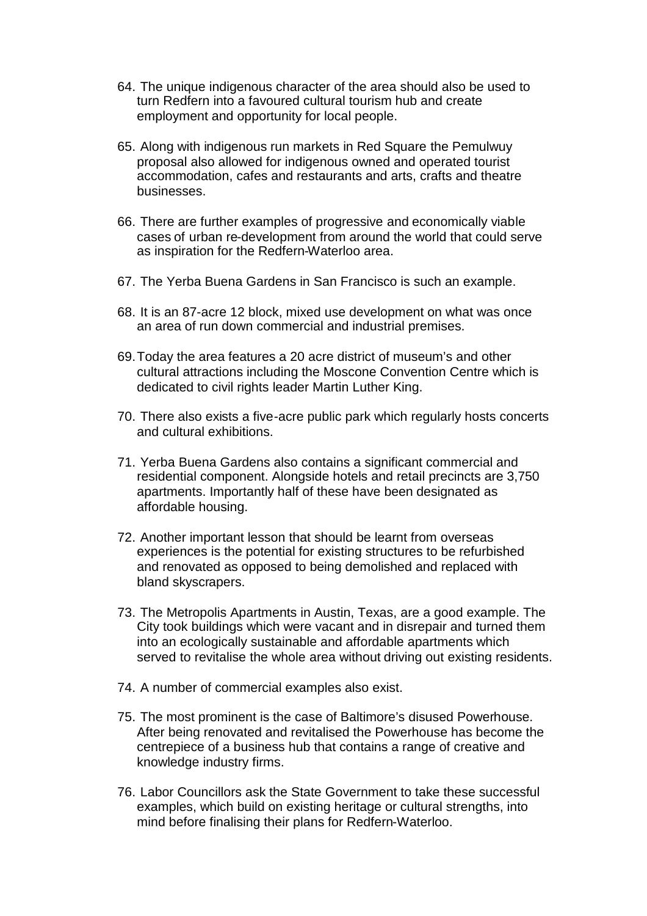64. The unique indigenous character of the area should also be used to turn Redfern into a favoured cultural tourism hub and create employment and opportunity for local people.

65. Along with indigenous run markets in Red Square the Pemulwuy proposal also allowed for indigenous owned and operated tourist accommodation, cafes and restaurants and arts, crafts and theatre businesses.

66. There are further examples of progressive and economically viable cases of urban re-development from around the world that could serve as inspiration for the Redfern-Waterloo area.

67. The Yerba Buena Gardens in San Francisco is such an example.

68. It is an 87-acre 12 block, mixed use development on what was once an area of run down commercial and industrial premises.

69. Today the area features a 20 acre district of museum's and other cultural attractions including the Moscone Convention Centre which is dedicated to civil rights leader Martin Luther King.

70. There also exists a five-acre public park which regularly hosts concerts and cultural exhibitions.

71. Yerba Buena Gardens also contains a significant commercial and residential component. Alongside hotels and retail precincts are 3,750 apartments. Importantly half of these have been designated as affordable housing.

72. Another important lesson that should be learnt from overseas experiences is the potential for existing structures to be refurbished and renovated as opposed to being demolished and replaced with bland skyscrapers.

73. The Metropolis Apartments in Austin, Texas, are a good example. The City took buildings which were vacant and in disrepair and turned them into an ecologically sustainable and affordable apartments which served to revitalise the whole area without driving out existing residents.

74. A number of commercial examples also exist.

75. The most prominent is the case of Baltimore's disused Powerhouse. After being renovated and revitalised the Powerhouse has become the centrepiece of a business hub that contains a range of creative and knowledge industry firms.

76. Labor Councillors ask the State Government to take these successful examples, which build on existing heritage or cultural strengths, into mind before finalising their plans for Redfern-Waterloo.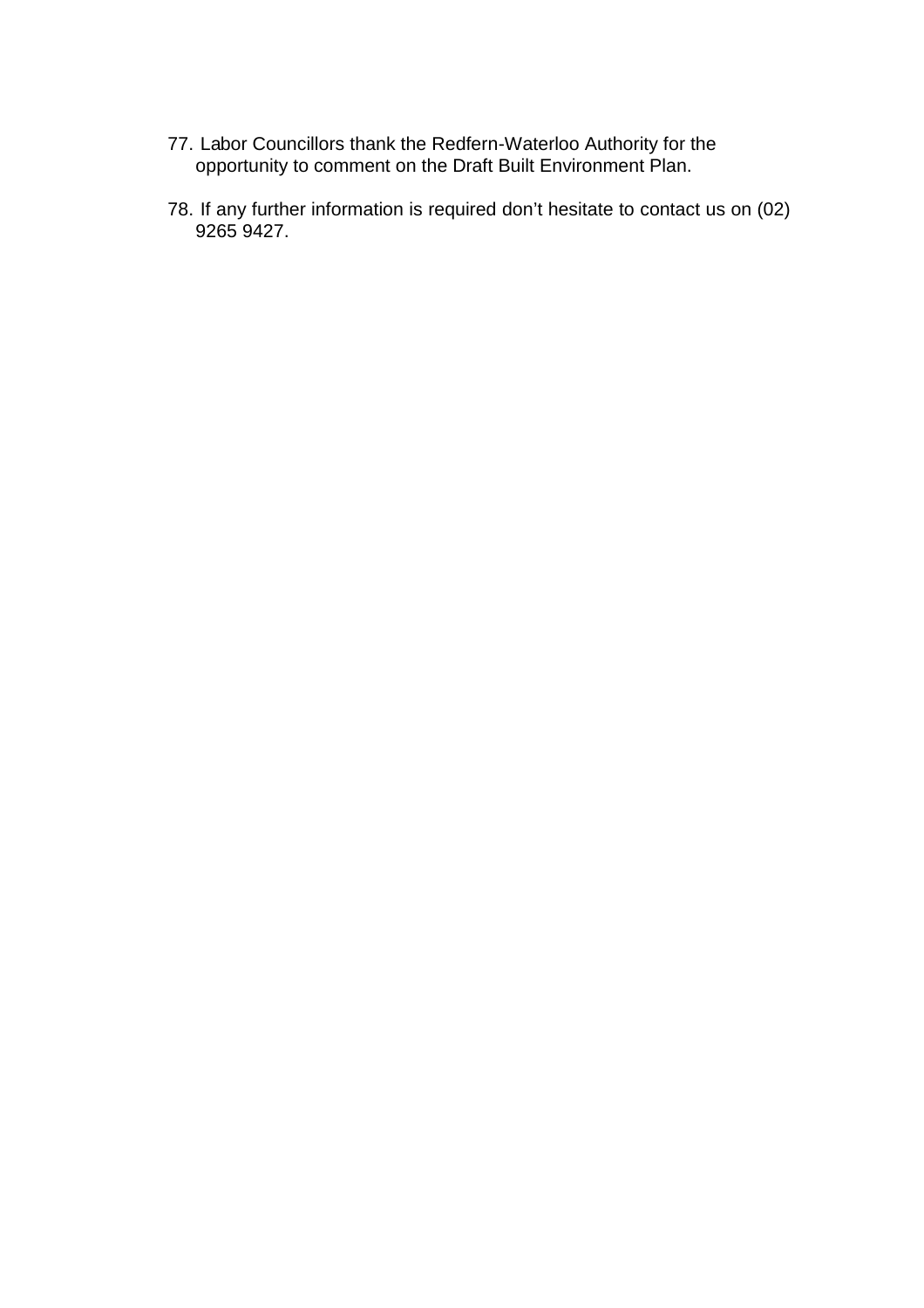77. Labor Councillors thank the Redfern-Waterloo Authority for the opportunity to comment on the Draft Built Environment Plan.

78. If any further information is required don't hesitate to contact us on (02) 9265 9427.